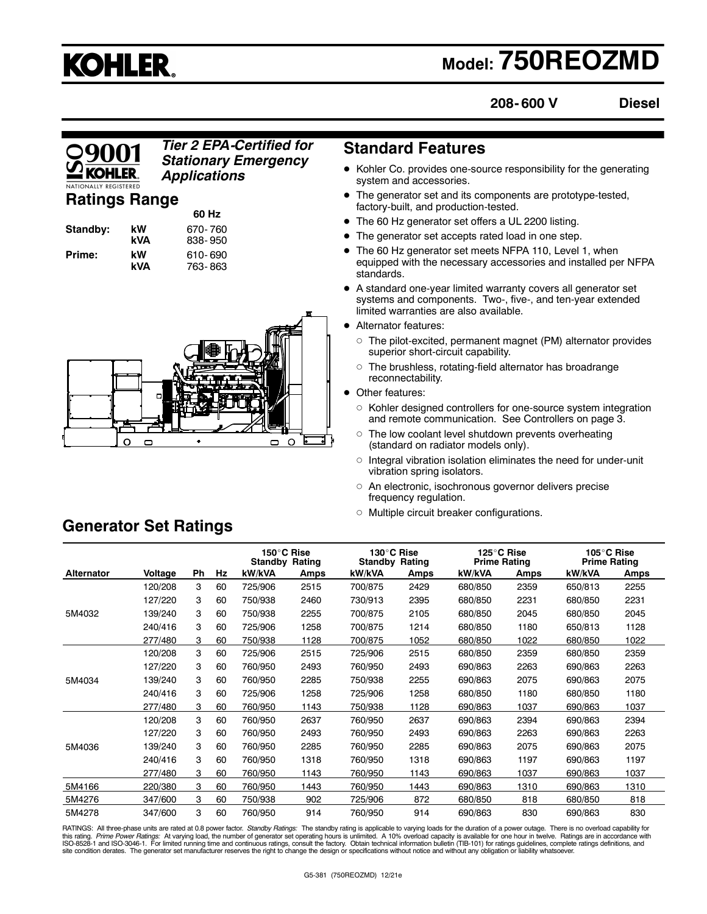# KOHLER

# Model: 750REOZMD

**208-600 V** **Diesel**

*Tier 2 EPA-Certified for Stationary Emergency Applications*

## Ratings Range

| | | 60 Hz |
|---|---|---|
| **Standby:** | **kW** | 670-760 |
| | **kVA** | 838-950 |
| **Prime:** | **kW** | 610-690 |
| | **kVA** | 763-863 |

## Standard Features

- Kohler Co. provides one-source responsibility for the generating system and accessories.
- The generator set and its components are prototype-tested, factory-built, and production-tested.
- The 60 Hz generator set offers a UL 2200 listing.
- The generator set accepts rated load in one step.
- The 60 Hz generator set meets NFPA 110, Level 1, when equipped with the necessary accessories and installed per NFPA standards.
- A standard one-year limited warranty covers all generator set systems and components. Two-, five-, and ten-year extended limited warranties are also available.
- Alternator features:
  - The pilot-excited, permanent magnet (PM) alternator provides superior short-circuit capability.
  - The brushless, rotating-field alternator has broadrange reconnectability.
- Other features:
  - Kohler designed controllers for one-source system integration and remote communication. See Controllers on page 3.
  - The low coolant level shutdown prevents overheating (standard on radiator models only).
  - Integral vibration isolation eliminates the need for under-unit vibration spring isolators.
  - An electronic, isochronous governor delivers precise frequency regulation.
  - Multiple circuit breaker configurations.

## Generator Set Ratings

| | | | | 150°C Rise Standby Rating | | 130°C Rise Standby Rating | | 125°C Rise Prime Rating | | 105°C Rise Prime Rating | |
|---|---|---|---|---|---|---|---|---|---|---|---|
| **Alternator** | **Voltage** | **Ph** | **Hz** | **kW/kVA** | **Amps** | **kW/kVA** | **Amps** | **kW/kVA** | **Amps** | **kW/kVA** | **Amps** |
| 5M4032 | 120/208 | 3 | 60 | 725/906 | 2515 | 700/875 | 2429 | 680/850 | 2359 | 650/813 | 2255 |
| | 127/220 | 3 | 60 | 750/938 | 2460 | 730/913 | 2395 | 680/850 | 2231 | 680/850 | 2231 |
| | 139/240 | 3 | 60 | 750/938 | 2255 | 700/875 | 2105 | 680/850 | 2045 | 680/850 | 2045 |
| | 240/416 | 3 | 60 | 725/906 | 1258 | 700/875 | 1214 | 680/850 | 1180 | 650/813 | 1128 |
| | 277/480 | 3 | 60 | 750/938 | 1128 | 700/875 | 1052 | 680/850 | 1022 | 680/850 | 1022 |
| 5M4034 | 120/208 | 3 | 60 | 725/906 | 2515 | 725/906 | 2515 | 680/850 | 2359 | 680/850 | 2359 |
| | 127/220 | 3 | 60 | 760/950 | 2493 | 760/950 | 2493 | 690/863 | 2263 | 690/863 | 2263 |
| | 139/240 | 3 | 60 | 760/950 | 2285 | 750/938 | 2255 | 690/863 | 2075 | 690/863 | 2075 |
| | 240/416 | 3 | 60 | 725/906 | 1258 | 725/906 | 1258 | 680/850 | 1180 | 680/850 | 1180 |
| | 277/480 | 3 | 60 | 760/950 | 1143 | 750/938 | 1128 | 690/863 | 1037 | 690/863 | 1037 |
| 5M4036 | 120/208 | 3 | 60 | 760/950 | 2637 | 760/950 | 2637 | 690/863 | 2394 | 690/863 | 2394 |
| | 127/220 | 3 | 60 | 760/950 | 2493 | 760/950 | 2493 | 690/863 | 2263 | 690/863 | 2263 |
| | 139/240 | 3 | 60 | 760/950 | 2285 | 760/950 | 2285 | 690/863 | 2075 | 690/863 | 2075 |
| | 240/416 | 3 | 60 | 760/950 | 1318 | 760/950 | 1318 | 690/863 | 1197 | 690/863 | 1197 |
| | 277/480 | 3 | 60 | 760/950 | 1143 | 760/950 | 1143 | 690/863 | 1037 | 690/863 | 1037 |
| 5M4166 | 220/380 | 3 | 60 | 760/950 | 1443 | 760/950 | 1443 | 690/863 | 1310 | 690/863 | 1310 |
| 5M4276 | 347/600 | 3 | 60 | 750/938 | 902 | 725/906 | 872 | 680/850 | 818 | 680/850 | 818 |
| 5M4278 | 347/600 | 3 | 60 | 760/950 | 914 | 760/950 | 914 | 690/863 | 830 | 690/863 | 830 |

RATINGS: All three-phase units are rated at 0.8 power factor. *Standby Ratings:* The standby rating is applicable to varying loads for the duration of a power outage. There is no overload capability for this rating. *Prime Power Ratings:* At varying load, the number of generator set operating hours is unlimited. A 10% overload capacity is available for one hour in twelve. Ratings are in accordance with ISO-8528-1 and ISO-3046-1. For limited running time and continuous ratings, consult the factory. Obtain technical information bulletin (TIB-101) for ratings guidelines, complete ratings definitions, and site condition derates. The generator set manufacturer reserves the right to change the design or specifications without notice and without any obligation or liability whatsoever.

G5-381 (750REOZMD) 12/21e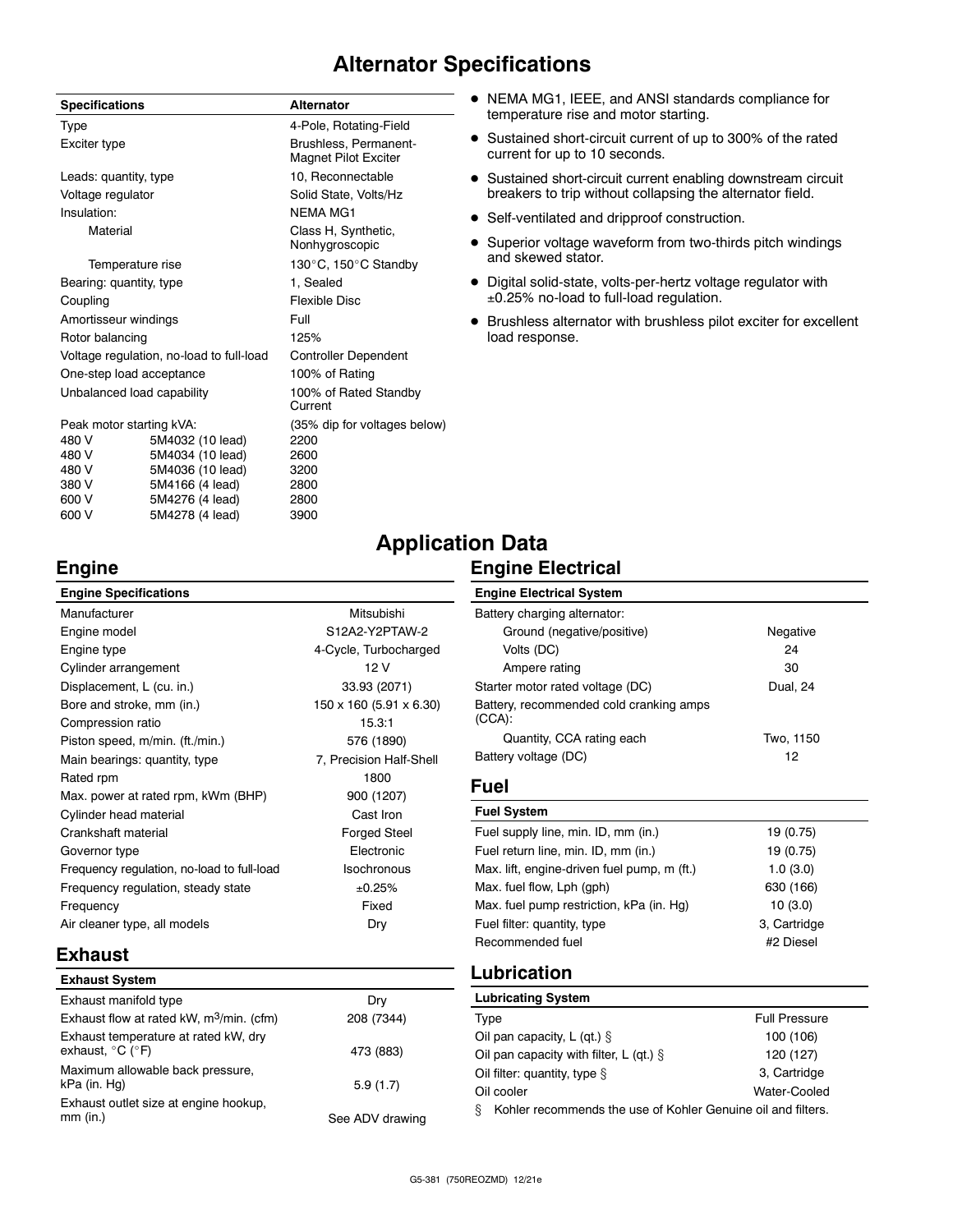# Alternator Specifications

| Specifications | | Alternator |
|---|---|---|
| Type | | 4-Pole, Rotating-Field |
| Exciter type | | Brushless, Permanent-Magnet Pilot Exciter |
| Leads: quantity, type | | 10, Reconnectable |
| Voltage regulator | | Solid State, Volts/Hz |
| Insulation: | | NEMA MG1 |
| Material | | Class H, Synthetic, Nonhygroscopic |
| Temperature rise | | 130°C, 150°C Standby |
| Bearing: quantity, type | | 1, Sealed |
| Coupling | | Flexible Disc |
| Amortisseur windings | | Full |
| Rotor balancing | | 125% |
| Voltage regulation, no-load to full-load | | Controller Dependent |
| One-step load acceptance | | 100% of Rating |
| Unbalanced load capability | | 100% of Rated Standby Current |
| Peak motor starting kVA: | | (35% dip for voltages below) |
| 480 V | 5M4032 (10 lead) | 2200 |
| 480 V | 5M4034 (10 lead) | 2600 |
| 480 V | 5M4036 (10 lead) | 3200 |
| 380 V | 5M4166 (4 lead) | 2800 |
| 600 V | 5M4276 (4 lead) | 2800 |
| 600 V | 5M4278 (4 lead) | 3900 |

- NEMA MG1, IEEE, and ANSI standards compliance for temperature rise and motor starting.
- Sustained short-circuit current of up to 300% of the rated current for up to 10 seconds.
- Sustained short-circuit current enabling downstream circuit breakers to trip without collapsing the alternator field.
- Self-ventilated and dripproof construction.
- Superior voltage waveform from two-thirds pitch windings and skewed stator.
- Digital solid-state, volts-per-hertz voltage regulator with ±0.25% no-load to full-load regulation.
- Brushless alternator with brushless pilot exciter for excellent load response.

# Application Data

## Engine

| Engine Specifications | |
|---|---|
| Manufacturer | Mitsubishi |
| Engine model | S12A2-Y2PTAW-2 |
| Engine type | 4-Cycle, Turbocharged |
| Cylinder arrangement | 12 V |
| Displacement, L (cu. in.) | 33.93 (2071) |
| Bore and stroke, mm (in.) | 150 x 160 (5.91 x 6.30) |
| Compression ratio | 15.3:1 |
| Piston speed, m/min. (ft./min.) | 576 (1890) |
| Main bearings: quantity, type | 7, Precision Half-Shell |
| Rated rpm | 1800 |
| Max. power at rated rpm, kWm (BHP) | 900 (1207) |
| Cylinder head material | Cast Iron |
| Crankshaft material | Forged Steel |
| Governor type | Electronic |
| Frequency regulation, no-load to full-load | Isochronous |
| Frequency regulation, steady state | ±0.25% |
| Frequency | Fixed |
| Air cleaner type, all models | Dry |

## Exhaust

| Exhaust System | |
|---|---|
| Exhaust manifold type | Dry |
| Exhaust flow at rated kW, $m^3$/min. (cfm) | 208 (7344) |
| Exhaust temperature at rated kW, dry exhaust, °C (°F) | 473 (883) |
| Maximum allowable back pressure, kPa (in. Hg) | 5.9 (1.7) |
| Exhaust outlet size at engine hookup, mm (in.) | See ADV drawing |

## Engine Electrical

| Engine Electrical System | |
|---|---|
| Battery charging alternator: | |
| Ground (negative/positive) | Negative |
| Volts (DC) | 24 |
| Ampere rating | 30 |
| Starter motor rated voltage (DC) | Dual, 24 |
| Battery, recommended cold cranking amps (CCA): | |
| Quantity, CCA rating each | Two, 1150 |
| Battery voltage (DC) | 12 |

## Fuel

| Fuel System | |
|---|---|
| Fuel supply line, min. ID, mm (in.) | 19 (0.75) |
| Fuel return line, min. ID, mm (in.) | 19 (0.75) |
| Max. lift, engine-driven fuel pump, m (ft.) | 1.0 (3.0) |
| Max. fuel flow, Lph (gph) | 630 (166) |
| Max. fuel pump restriction, kPa (in. Hg) | 10 (3.0) |
| Fuel filter: quantity, type | 3, Cartridge |
| Recommended fuel | #2 Diesel |

## Lubrication

| Lubricating System | |
|---|---|
| Type | Full Pressure |
| Oil pan capacity, L (qt.) § | 100 (106) |
| Oil pan capacity with filter, L (qt.) § | 120 (127) |
| Oil filter: quantity, type § | 3, Cartridge |
| Oil cooler | Water-Cooled |

§ Kohler recommends the use of Kohler Genuine oil and filters.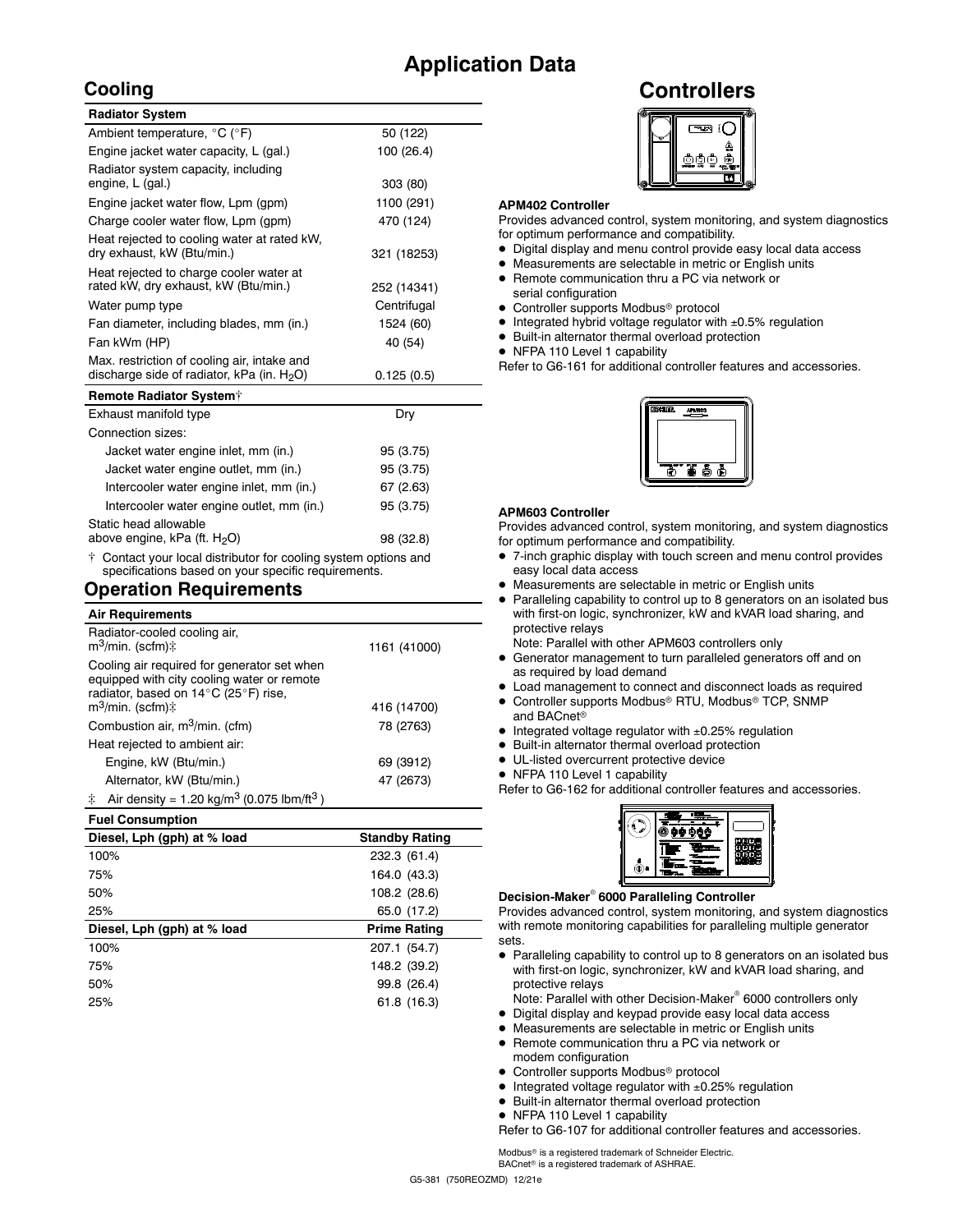# Application Data

## Cooling

| Radiator System | |
|---|---|
| Ambient temperature, °C (°F) | 50 (122) |
| Engine jacket water capacity, L (gal.) | 100 (26.4) |
| Radiator system capacity, including engine, L (gal.) | 303 (80) |
| Engine jacket water flow, Lpm (gpm) | 1100 (291) |
| Charge cooler water flow, Lpm (gpm) | 470 (124) |
| Heat rejected to cooling water at rated kW, dry exhaust, kW (Btu/min.) | 321 (18253) |
| Heat rejected to charge cooler water at rated kW, dry exhaust, kW (Btu/min.) | 252 (14341) |
| Water pump type | Centrifugal |
| Fan diameter, including blades, mm (in.) | 1524 (60) |
| Fan kWm (HP) | 40 (54) |
| Max. restriction of cooling air, intake and discharge side of radiator, kPa (in. $H_2O$) | 0.125 (0.5) |

| Remote Radiator System† | |
|---|---|
| Exhaust manifold type | Dry |
| Connection sizes: | |
| Jacket water engine inlet, mm (in.) | 95 (3.75) |
| Jacket water engine outlet, mm (in.) | 95 (3.75) |
| Intercooler water engine inlet, mm (in.) | 67 (2.63) |
| Intercooler water engine outlet, mm (in.) | 95 (3.75) |
| Static head allowable above engine, kPa (ft. $H_2O$) | 98 (32.8) |

† Contact your local distributor for cooling system options and specifications based on your specific requirements.

## Operation Requirements

| Air Requirements | |
|---|---|
| Radiator-cooled cooling air, $m^3$/min. (scfm)‡ | 1161 (41000) |
| Cooling air required for generator set when equipped with city cooling water or remote radiator, based on 14°C (25°F) rise, $m^3$/min. (scfm)‡ | 416 (14700) |
| Combustion air, $m^3$/min. (cfm) | 78 (2763) |
| Heat rejected to ambient air: | |
| Engine, kW (Btu/min.) | 69 (3912) |
| Alternator, kW (Btu/min.) | 47 (2673) |

‡ Air density = 1.20 kg/$m^3$ (0.075 lbm/$ft^3$)

**Fuel Consumption**

| Diesel, Lph (gph) at % load | Standby Rating |
|---|---|
| 100% | 232.3 (61.4) |
| 75% | 164.0 (43.3) |
| 50% | 108.2 (28.6) |
| 25% | 65.0 (17.2) |
| **Diesel, Lph (gph) at % load** | **Prime Rating** |
| 100% | 207.1 (54.7) |
| 75% | 148.2 (39.2) |
| 50% | 99.8 (26.4) |
| 25% | 61.8 (16.3) |

# Controllers

**APM402 Controller**

Provides advanced control, system monitoring, and system diagnostics for optimum performance and compatibility.

- Digital display and menu control provide easy local data access
- Measurements are selectable in metric or English units
- Remote communication thru a PC via network or serial configuration
- Controller supports Modbus® protocol
- Integrated hybrid voltage regulator with ±0.5% regulation
- Built-in alternator thermal overload protection
- NFPA 110 Level 1 capability

Refer to G6-161 for additional controller features and accessories.

**APM603 Controller**

Provides advanced control, system monitoring, and system diagnostics for optimum performance and compatibility.

- 7-inch graphic display with touch screen and menu control provides easy local data access
- Measurements are selectable in metric or English units
- Paralleling capability to control up to 8 generators on an isolated bus with first-on logic, synchronizer, kW and kVAR load sharing, and protective relays
  Note: Parallel with other APM603 controllers only
- Generator management to turn paralleled generators off and on as required by load demand
- Load management to connect and disconnect loads as required
- Controller supports Modbus® RTU, Modbus® TCP, SNMP and BACnet®
- Integrated voltage regulator with ±0.25% regulation
- Built-in alternator thermal overload protection
- UL-listed overcurrent protective device
- NFPA 110 Level 1 capability

Refer to G6-162 for additional controller features and accessories.

**Decision-Maker® 6000 Paralleling Controller**

Provides advanced control, system monitoring, and system diagnostics with remote monitoring capabilities for paralleling multiple generator sets.

- Paralleling capability to control up to 8 generators on an isolated bus with first-on logic, synchronizer, kW and kVAR load sharing, and protective relays
  Note: Parallel with other Decision-Maker® 6000 controllers only
- Digital display and keypad provide easy local data access
- Measurements are selectable in metric or English units
- Remote communication thru a PC via network or modem configuration
- Controller supports Modbus® protocol
- Integrated voltage regulator with ±0.25% regulation
- Built-in alternator thermal overload protection
- NFPA 110 Level 1 capability

Refer to G6-107 for additional controller features and accessories.

Modbus® is a registered trademark of Schneider Electric.
BACnet® is a registered trademark of ASHRAE.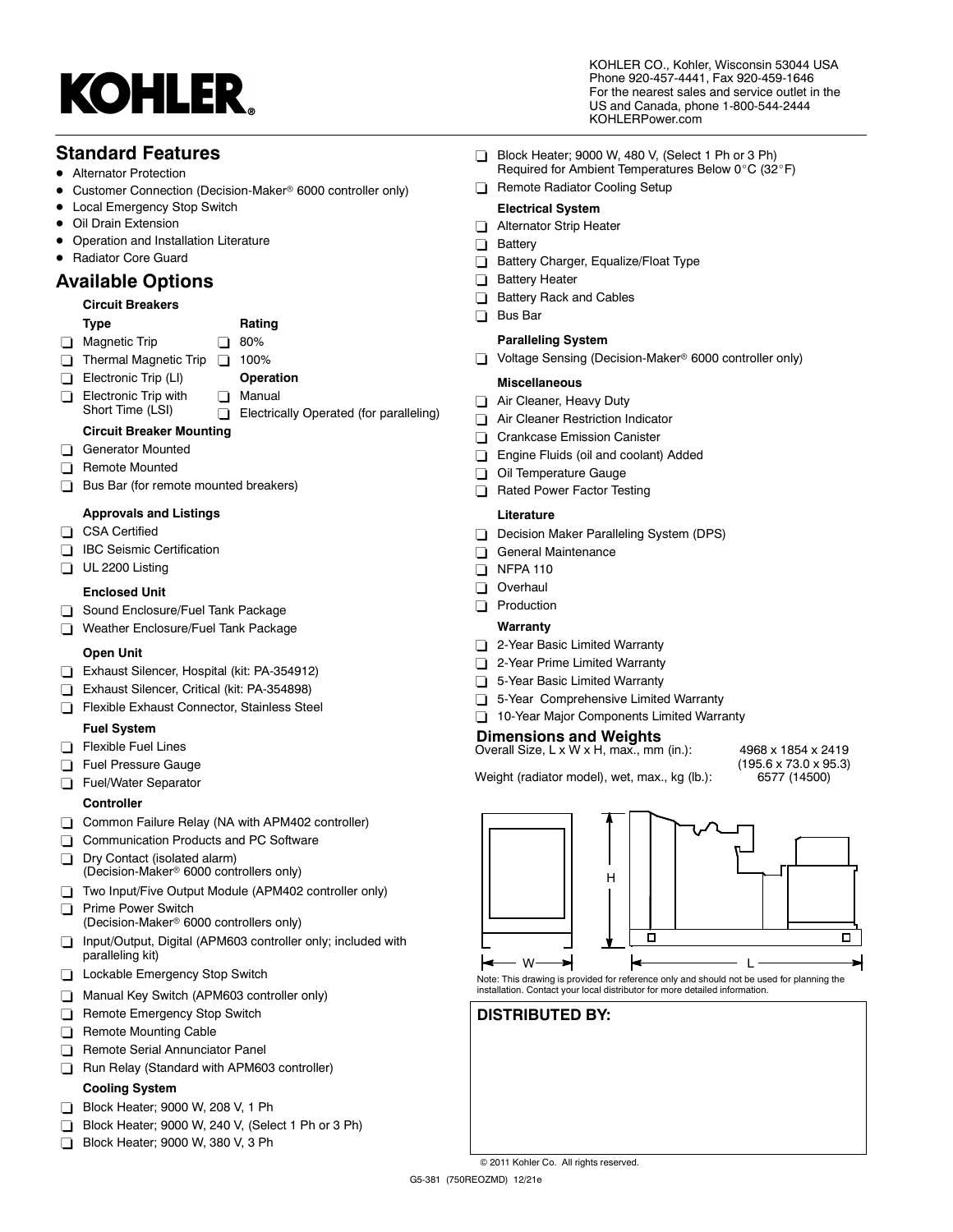KOHLER CO., Kohler, Wisconsin 53044 USA
Phone 920-457-4441, Fax 920-459-1646
For the nearest sales and service outlet in the US and Canada, phone 1-800-544-2444
KOHLERPower.com

## Standard Features

- Alternator Protection
- Customer Connection (Decision-Maker® 6000 controller only)
- Local Emergency Stop Switch
- Oil Drain Extension
- Operation and Installation Literature
- Radiator Core Guard

## Available Options

### Circuit Breakers

**Type**
- ❑ Magnetic Trip
- ❑ Thermal Magnetic Trip
- ❑ Electronic Trip (LI)
- ❑ Electronic Trip with Short Time (LSI)

**Rating**
- ❑ 80%
- ❑ 100%

**Operation**
- ❑ Manual
- ❑ Electrically Operated (for paralleling)

**Circuit Breaker Mounting**
- ❑ Generator Mounted
- ❑ Remote Mounted
- ❑ Bus Bar (for remote mounted breakers)

### Approvals and Listings
- ❑ CSA Certified
- ❑ IBC Seismic Certification
- ❑ UL 2200 Listing

### Enclosed Unit
- ❑ Sound Enclosure/Fuel Tank Package
- ❑ Weather Enclosure/Fuel Tank Package

### Open Unit
- ❑ Exhaust Silencer, Hospital (kit: PA-354912)
- ❑ Exhaust Silencer, Critical (kit: PA-354898)
- ❑ Flexible Exhaust Connector, Stainless Steel

### Fuel System
- ❑ Flexible Fuel Lines
- ❑ Fuel Pressure Gauge
- ❑ Fuel/Water Separator

### Controller
- ❑ Common Failure Relay (NA with APM402 controller)
- ❑ Communication Products and PC Software
- ❑ Dry Contact (isolated alarm) (Decision-Maker® 6000 controllers only)
- ❑ Two Input/Five Output Module (APM402 controller only)
- ❑ Prime Power Switch (Decision-Maker® 6000 controllers only)
- ❑ Input/Output, Digital (APM603 controller only; included with paralleling kit)
- ❑ Lockable Emergency Stop Switch
- ❑ Manual Key Switch (APM603 controller only)
- ❑ Remote Emergency Stop Switch
- ❑ Remote Mounting Cable
- ❑ Remote Serial Annunciator Panel
- ❑ Run Relay (Standard with APM603 controller)

### Cooling System
- ❑ Block Heater; 9000 W, 208 V, 1 Ph
- ❑ Block Heater; 9000 W, 240 V, (Select 1 Ph or 3 Ph)
- ❑ Block Heater; 9000 W, 380 V, 3 Ph
- ❑ Block Heater; 9000 W, 480 V, (Select 1 Ph or 3 Ph) Required for Ambient Temperatures Below 0°C (32°F)
- ❑ Remote Radiator Cooling Setup

### Electrical System
- ❑ Alternator Strip Heater
- ❑ Battery
- ❑ Battery Charger, Equalize/Float Type
- ❑ Battery Heater
- ❑ Battery Rack and Cables
- ❑ Bus Bar

### Paralleling System
- ❑ Voltage Sensing (Decision-Maker® 6000 controller only)

### Miscellaneous
- ❑ Air Cleaner, Heavy Duty
- ❑ Air Cleaner Restriction Indicator
- ❑ Crankcase Emission Canister
- ❑ Engine Fluids (oil and coolant) Added
- ❑ Oil Temperature Gauge
- ❑ Rated Power Factor Testing

### Literature
- ❑ Decision Maker Paralleling System (DPS)
- ❑ General Maintenance
- ❑ NFPA 110
- ❑ Overhaul
- ❑ Production

### Warranty
- ❑ 2-Year Basic Limited Warranty
- ❑ 2-Year Prime Limited Warranty
- ❑ 5-Year Basic Limited Warranty
- ❑ 5-Year Comprehensive Limited Warranty
- ❑ 10-Year Major Components Limited Warranty

## Dimensions and Weights

| | |
|---|---|
| Overall Size, L x W x H, max., mm (in.): | 4968 x 1854 x 2419 (195.6 x 73.0 x 95.3) |
| Weight (radiator model), wet, max., kg (lb.): | 6577 (14500) |

H

W

L

Note: This drawing is provided for reference only and should not be used for planning the installation. Contact your local distributor for more detailed information.

**DISTRIBUTED BY:**

© 2011 Kohler Co. All rights reserved.

G5-381 (750REOZMD) 12/21e